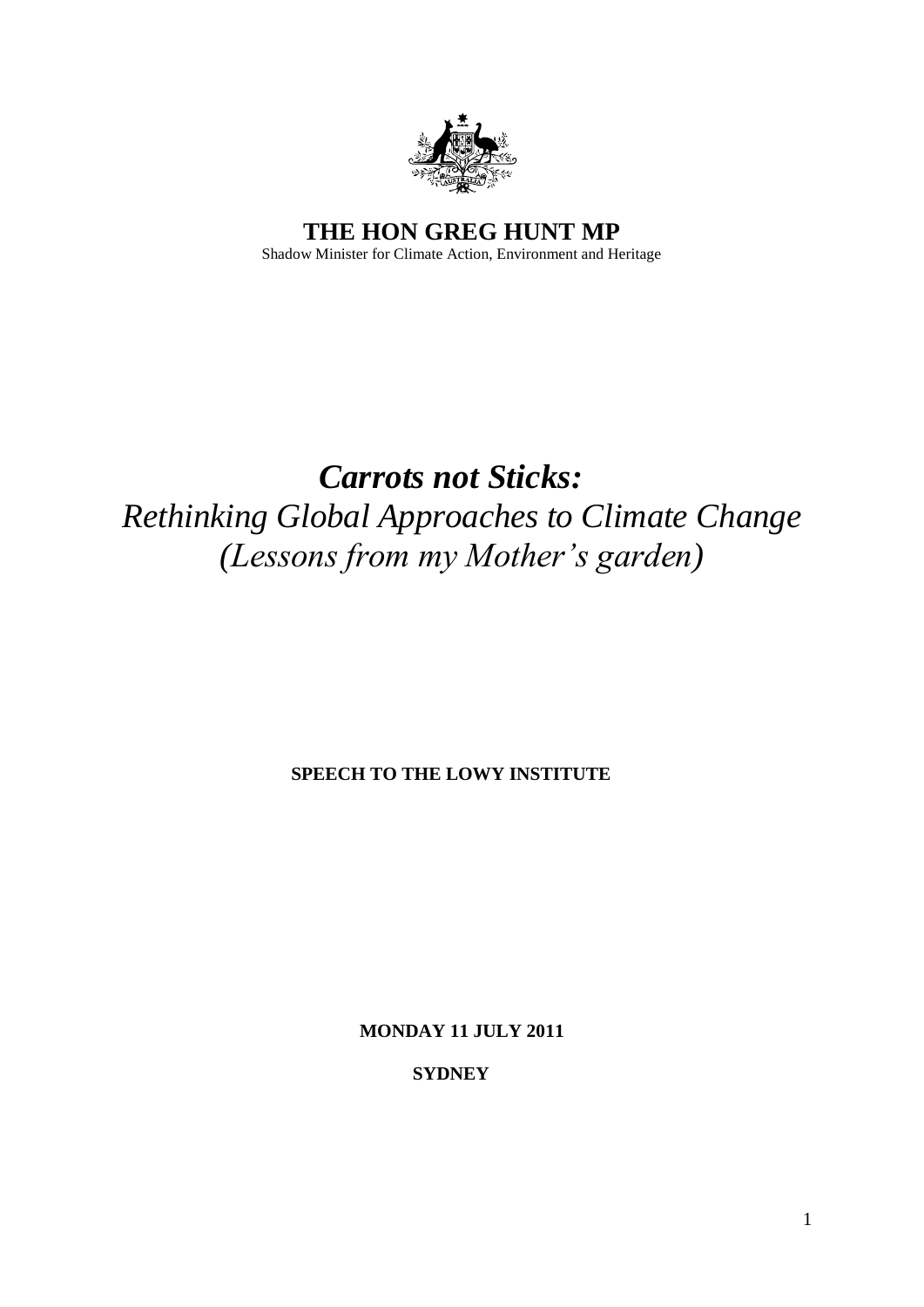**THE HON GREG HUNT MP**

Shadow Minister for Climate Action, Environment and Heritage

# *Carrots not Sticks:*

## *Rethinking Global Approaches to Climate Change (Lessons from my Mother's garden)*

**SPEECH TO THE LOWY INSTITUTE**

**MONDAY 11 JULY 2011**

**SYDNEY**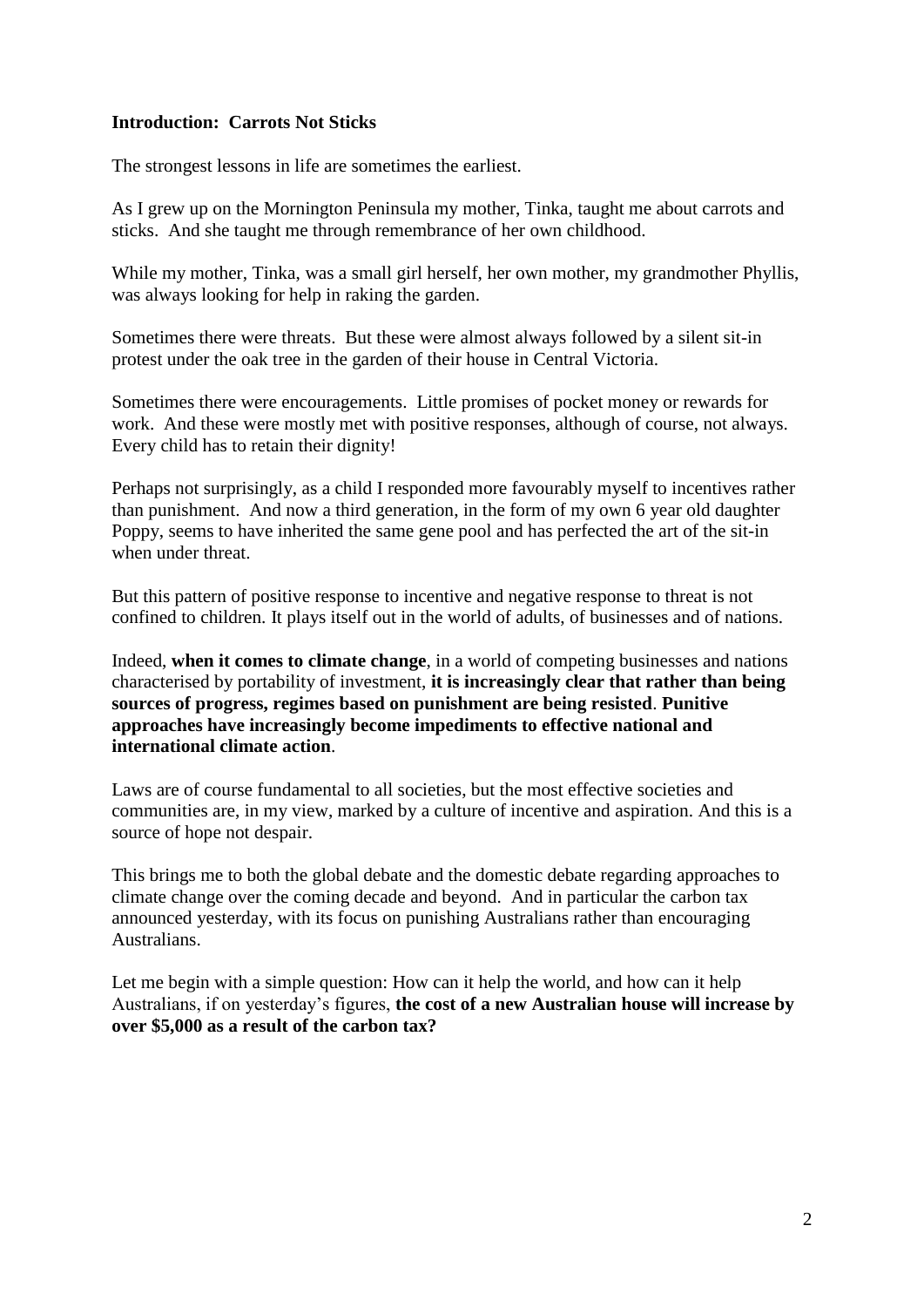## Introduction: Carrots Not Sticks

The strongest lessons in life are sometimes the earliest.

As I grew up on the Mornington Peninsula my mother, Tinka, taught me about carrots and sticks. And she taught me through remembrance of her own childhood.

While my mother, Tinka, was a small girl herself, her own mother, my grandmother Phyllis, was always looking for help in raking the garden.

Sometimes there were threats. But these were almost always followed by a silent sit-in protest under the oak tree in the garden of their house in Central Victoria.

Sometimes there were encouragements. Little promises of pocket money or rewards for work. And these were mostly met with positive responses, although of course, not always. Every child has to retain their dignity!

Perhaps not surprisingly, as a child I responded more favourably myself to incentives rather than punishment. And now a third generation, in the form of my own 6 year old daughter Poppy, seems to have inherited the same gene pool and has perfected the art of the sit-in when under threat.

But this pattern of positive response to incentive and negative response to threat is not confined to children. It plays itself out in the world of adults, of businesses and of nations.

Indeed, **when it comes to climate change**, in a world of competing businesses and nations characterised by portability of investment, **it is increasingly clear that rather than being sources of progress, regimes based on punishment are being resisted**. **Punitive approaches have increasingly become impediments to effective national and international climate action**.

Laws are of course fundamental to all societies, but the most effective societies and communities are, in my view, marked by a culture of incentive and aspiration. And this is a source of hope not despair.

This brings me to both the global debate and the domestic debate regarding approaches to climate change over the coming decade and beyond. And in particular the carbon tax announced yesterday, with its focus on punishing Australians rather than encouraging Australians.

Let me begin with a simple question: How can it help the world, and how can it help Australians, if on yesterday's figures, **the cost of a new Australian house will increase by over $5,000 as a result of the carbon tax?**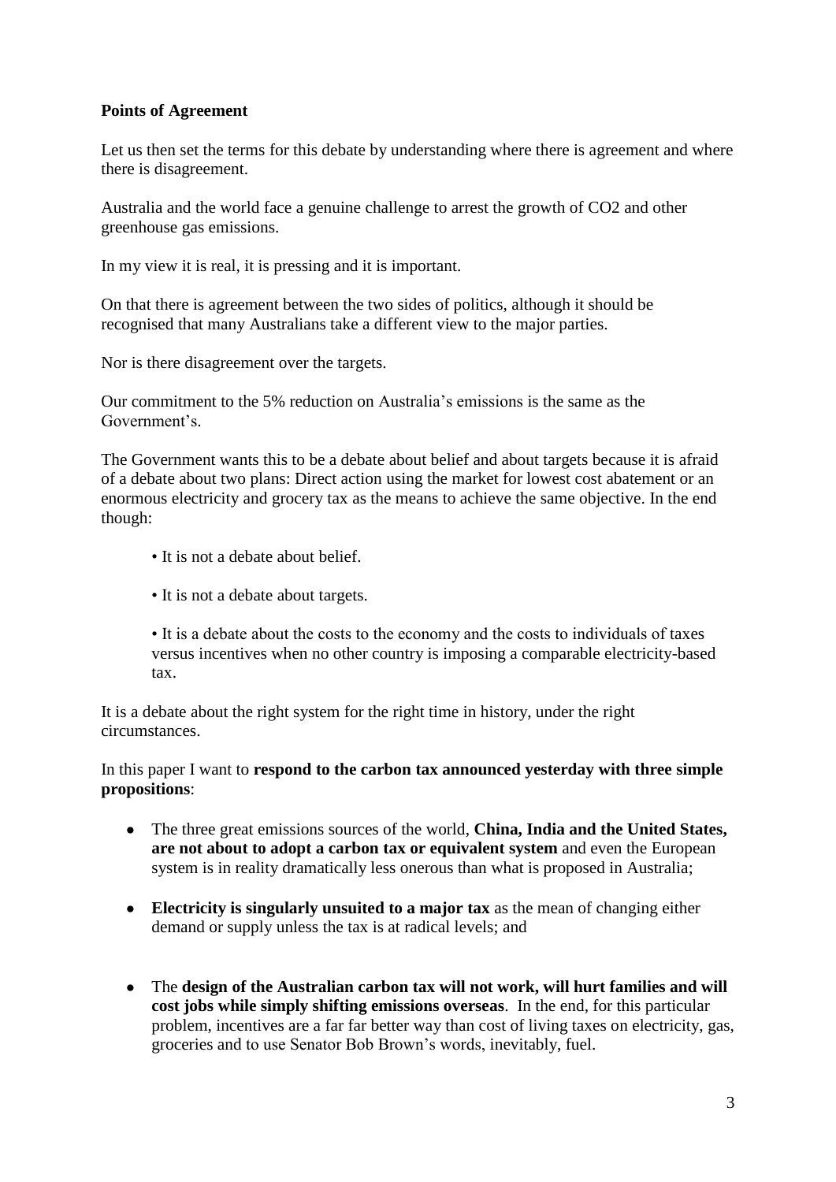**Points of Agreement**

Let us then set the terms for this debate by understanding where there is agreement and where there is disagreement.

Australia and the world face a genuine challenge to arrest the growth of $CO_2$ and other greenhouse gas emissions.

In my view it is real, it is pressing and it is important.

On that there is agreement between the two sides of politics, although it should be recognised that many Australians take a different view to the major parties.

Nor is there disagreement over the targets.

Our commitment to the 5% reduction on Australia's emissions is the same as the Government's.

The Government wants this to be a debate about belief and about targets because it is afraid of a debate about two plans: Direct action using the market for lowest cost abatement or an enormous electricity and grocery tax as the means to achieve the same objective. In the end though:

- It is not a debate about belief.
- It is not a debate about targets.
- It is a debate about the costs to the economy and the costs to individuals of taxes versus incentives when no other country is imposing a comparable electricity-based tax.

It is a debate about the right system for the right time in history, under the right circumstances.

In this paper I want to **respond to the carbon tax announced yesterday with three simple propositions**:

- The three great emissions sources of the world, **China, India and the United States, are not about to adopt a carbon tax or equivalent system** and even the European system is in reality dramatically less onerous than what is proposed in Australia;
- **Electricity is singularly unsuited to a major tax** as the mean of changing either demand or supply unless the tax is at radical levels; and
- The **design of the Australian carbon tax will not work, will hurt families and will cost jobs while simply shifting emissions overseas**. In the end, for this particular problem, incentives are a far far better way than cost of living taxes on electricity, gas, groceries and to use Senator Bob Brown's words, inevitably, fuel.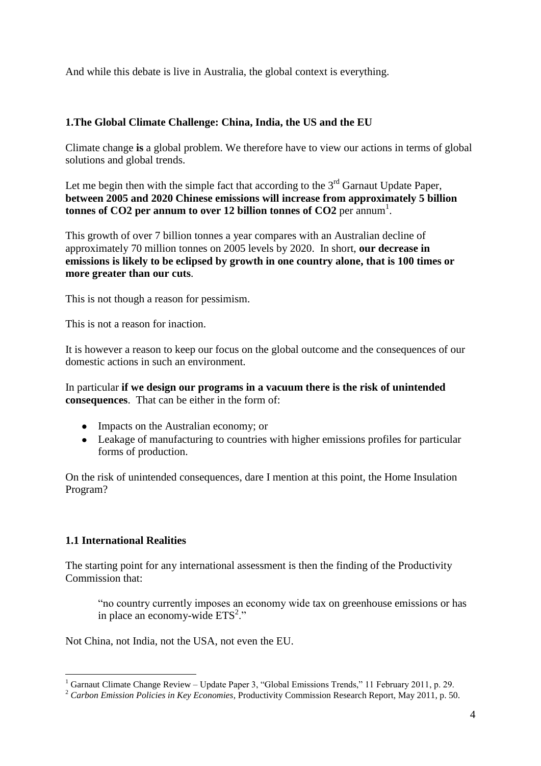And while this debate is live in Australia, the global context is everything.

## 1.The Global Climate Challenge: China, India, the US and the EU

Climate change **is** a global problem. We therefore have to view our actions in terms of global solutions and global trends.

Let me begin then with the simple fact that according to the 3rd Garnaut Update Paper, **between 2005 and 2020 Chinese emissions will increase from approximately 5 billion tonnes of CO2 per annum to over 12 billion tonnes of CO2** per annum[1].

This growth of over 7 billion tonnes a year compares with an Australian decline of approximately 70 million tonnes on 2005 levels by 2020. In short, **our decrease in emissions is likely to be eclipsed by growth in one country alone, that is 100 times or more greater than our cuts**.

This is not though a reason for pessimism.

This is not a reason for inaction.

It is however a reason to keep our focus on the global outcome and the consequences of our domestic actions in such an environment.

In particular **if we design our programs in a vacuum there is the risk of unintended consequences**. That can be either in the form of:

- Impacts on the Australian economy; or
- Leakage of manufacturing to countries with higher emissions profiles for particular forms of production.

On the risk of unintended consequences, dare I mention at this point, the Home Insulation Program?

### 1.1 International Realities

The starting point for any international assessment is then the finding of the Productivity Commission that:

> "no country currently imposes an economy wide tax on greenhouse emissions or has in place an economy-wide ETS[2]."

Not China, not India, not the USA, not even the EU.

---

[1] Garnaut Climate Change Review – Update Paper 3, "Global Emissions Trends," 11 February 2011, p. 29.

[2] *Carbon Emission Policies in Key Economies*, Productivity Commission Research Report, May 2011, p. 50.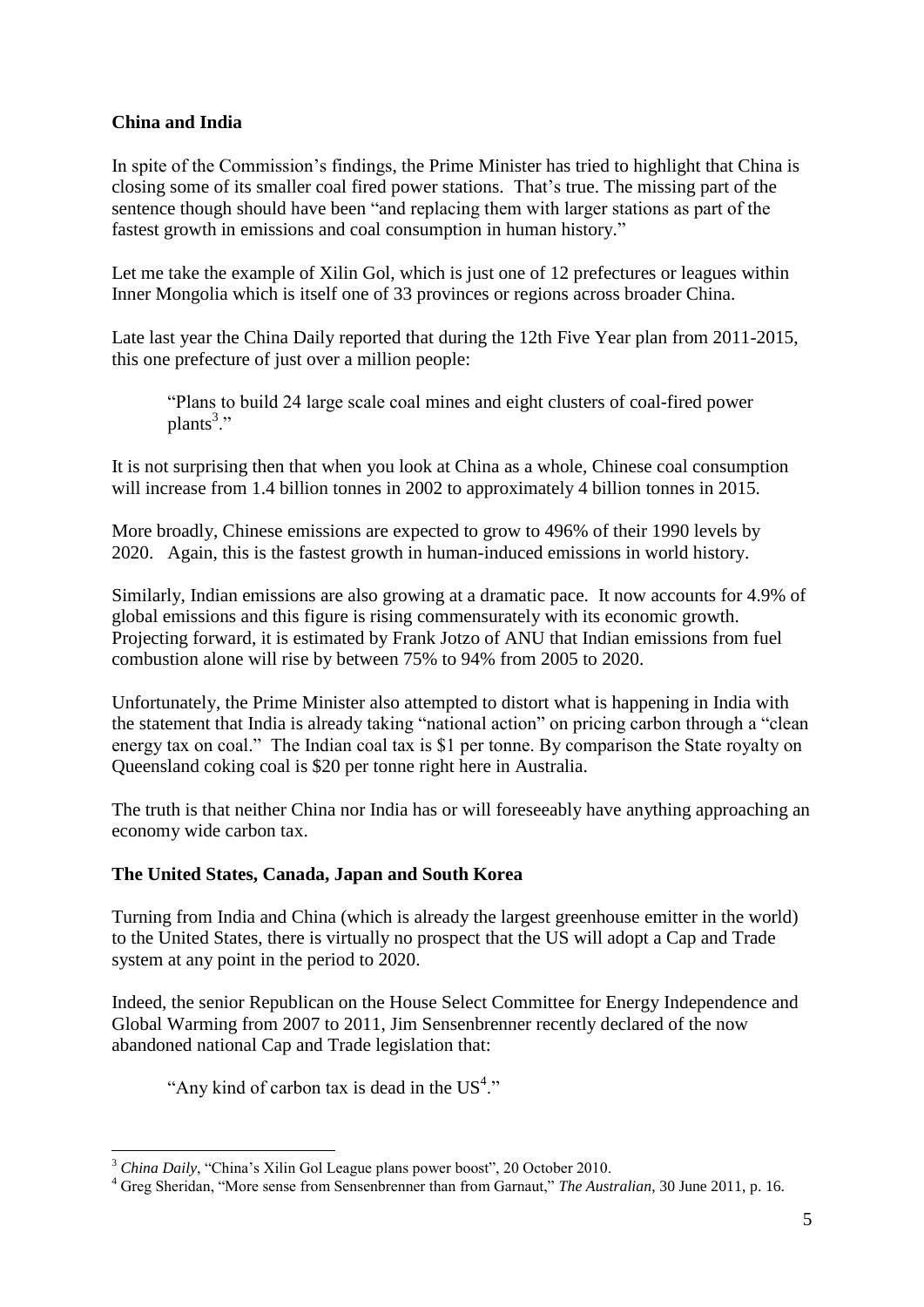**China and India**

In spite of the Commission's findings, the Prime Minister has tried to highlight that China is closing some of its smaller coal fired power stations. That's true. The missing part of the sentence though should have been "and replacing them with larger stations as part of the fastest growth in emissions and coal consumption in human history."

Let me take the example of Xilin Gol, which is just one of 12 prefectures or leagues within Inner Mongolia which is itself one of 33 provinces or regions across broader China.

Late last year the China Daily reported that during the 12th Five Year plan from 2011-2015, this one prefecture of just over a million people:

> "Plans to build 24 large scale coal mines and eight clusters of coal-fired power plants[3]."

It is not surprising then that when you look at China as a whole, Chinese coal consumption will increase from 1.4 billion tonnes in 2002 to approximately 4 billion tonnes in 2015.

More broadly, Chinese emissions are expected to grow to 496% of their 1990 levels by 2020. Again, this is the fastest growth in human-induced emissions in world history.

Similarly, Indian emissions are also growing at a dramatic pace. It now accounts for 4.9% of global emissions and this figure is rising commensurately with its economic growth. Projecting forward, it is estimated by Frank Jotzo of ANU that Indian emissions from fuel combustion alone will rise by between 75% to 94% from 2005 to 2020.

Unfortunately, the Prime Minister also attempted to distort what is happening in India with the statement that India is already taking "national action" on pricing carbon through a "clean energy tax on coal." The Indian coal tax is $1 per tonne. By comparison the State royalty on Queensland coking coal is $20 per tonne right here in Australia.

The truth is that neither China nor India has or will foreseeably have anything approaching an economy wide carbon tax.

**The United States, Canada, Japan and South Korea**

Turning from India and China (which is already the largest greenhouse emitter in the world) to the United States, there is virtually no prospect that the US will adopt a Cap and Trade system at any point in the period to 2020.

Indeed, the senior Republican on the House Select Committee for Energy Independence and Global Warming from 2007 to 2011, Jim Sensenbrenner recently declared of the now abandoned national Cap and Trade legislation that:

> "Any kind of carbon tax is dead in the US[4]."

---

[3] *China Daily*, "China's Xilin Gol League plans power boost", 20 October 2010.

[4] Greg Sheridan, "More sense from Sensenbrenner than from Garnaut," *The Australian*, 30 June 2011, p. 16.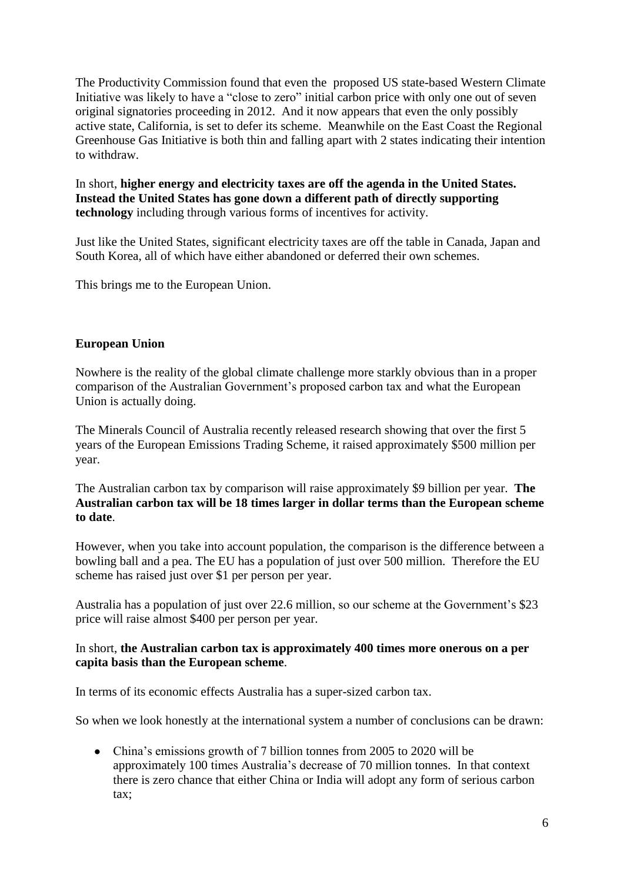The Productivity Commission found that even the proposed US state-based Western Climate Initiative was likely to have a "close to zero" initial carbon price with only one out of seven original signatories proceeding in 2012. And it now appears that even the only possibly active state, California, is set to defer its scheme. Meanwhile on the East Coast the Regional Greenhouse Gas Initiative is both thin and falling apart with 2 states indicating their intention to withdraw.

In short, **higher energy and electricity taxes are off the agenda in the United States. Instead the United States has gone down a different path of directly supporting technology** including through various forms of incentives for activity.

Just like the United States, significant electricity taxes are off the table in Canada, Japan and South Korea, all of which have either abandoned or deferred their own schemes.

This brings me to the European Union.

## European Union

Nowhere is the reality of the global climate challenge more starkly obvious than in a proper comparison of the Australian Government's proposed carbon tax and what the European Union is actually doing.

The Minerals Council of Australia recently released research showing that over the first 5 years of the European Emissions Trading Scheme, it raised approximately $500 million per year.

The Australian carbon tax by comparison will raise approximately $9 billion per year. **The Australian carbon tax will be 18 times larger in dollar terms than the European scheme to date**.

However, when you take into account population, the comparison is the difference between a bowling ball and a pea. The EU has a population of just over 500 million. Therefore the EU scheme has raised just over $1 per person per year.

Australia has a population of just over 22.6 million, so our scheme at the Government's $23 price will raise almost $400 per person per year.

In short, **the Australian carbon tax is approximately 400 times more onerous on a per capita basis than the European scheme**.

In terms of its economic effects Australia has a super-sized carbon tax.

So when we look honestly at the international system a number of conclusions can be drawn:

- China's emissions growth of 7 billion tonnes from 2005 to 2020 will be approximately 100 times Australia's decrease of 70 million tonnes. In that context there is zero chance that either China or India will adopt any form of serious carbon tax;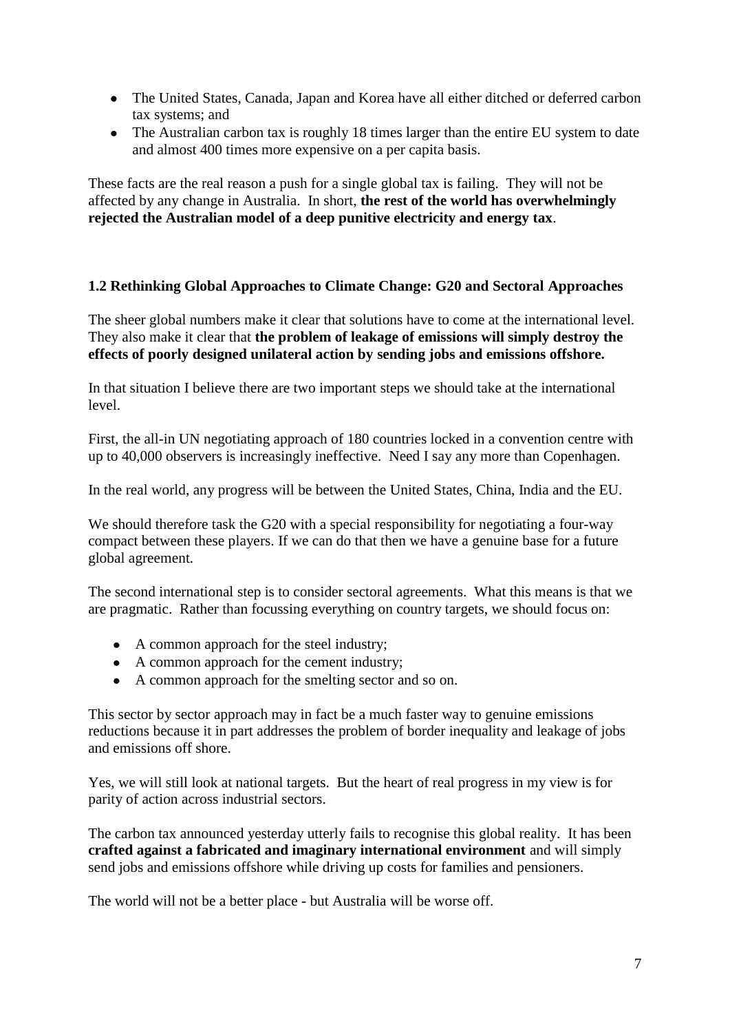- The United States, Canada, Japan and Korea have all either ditched or deferred carbon tax systems; and
- The Australian carbon tax is roughly 18 times larger than the entire EU system to date and almost 400 times more expensive on a per capita basis.

These facts are the real reason a push for a single global tax is failing. They will not be affected by any change in Australia. In short, **the rest of the world has overwhelmingly rejected the Australian model of a deep punitive electricity and energy tax**.

### 1.2 Rethinking Global Approaches to Climate Change: G20 and Sectoral Approaches

The sheer global numbers make it clear that solutions have to come at the international level. They also make it clear that **the problem of leakage of emissions will simply destroy the effects of poorly designed unilateral action by sending jobs and emissions offshore.**

In that situation I believe there are two important steps we should take at the international level.

First, the all-in UN negotiating approach of 180 countries locked in a convention centre with up to 40,000 observers is increasingly ineffective. Need I say any more than Copenhagen.

In the real world, any progress will be between the United States, China, India and the EU.

We should therefore task the G20 with a special responsibility for negotiating a four-way compact between these players. If we can do that then we have a genuine base for a future global agreement.

The second international step is to consider sectoral agreements. What this means is that we are pragmatic. Rather than focussing everything on country targets, we should focus on:

- A common approach for the steel industry;
- A common approach for the cement industry;
- A common approach for the smelting sector and so on.

This sector by sector approach may in fact be a much faster way to genuine emissions reductions because it in part addresses the problem of border inequality and leakage of jobs and emissions off shore.

Yes, we will still look at national targets. But the heart of real progress in my view is for parity of action across industrial sectors.

The carbon tax announced yesterday utterly fails to recognise this global reality. It has been **crafted against a fabricated and imaginary international environment** and will simply send jobs and emissions offshore while driving up costs for families and pensioners.

The world will not be a better place - but Australia will be worse off.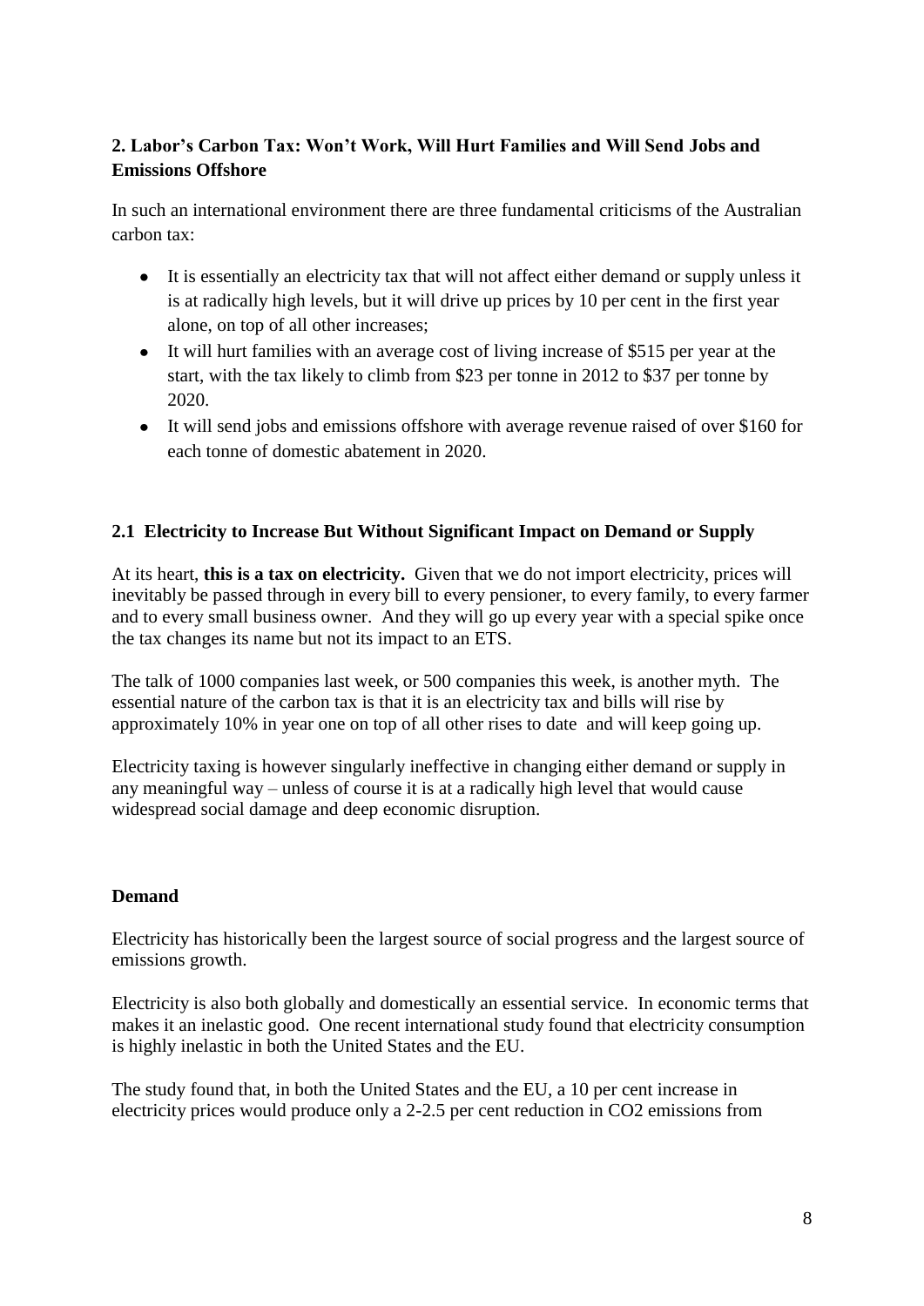## 2. Labor's Carbon Tax: Won't Work, Will Hurt Families and Will Send Jobs and Emissions Offshore

In such an international environment there are three fundamental criticisms of the Australian carbon tax:

- It is essentially an electricity tax that will not affect either demand or supply unless it is at radically high levels, but it will drive up prices by 10 per cent in the first year alone, on top of all other increases;
- It will hurt families with an average cost of living increase of $515 per year at the start, with the tax likely to climb from $23 per tonne in 2012 to $37 per tonne by 2020.
- It will send jobs and emissions offshore with average revenue raised of over $160 for each tonne of domestic abatement in 2020.

### 2.1 Electricity to Increase But Without Significant Impact on Demand or Supply

At its heart, **this is a tax on electricity.** Given that we do not import electricity, prices will inevitably be passed through in every bill to every pensioner, to every family, to every farmer and to every small business owner. And they will go up every year with a special spike once the tax changes its name but not its impact to an ETS.

The talk of 1000 companies last week, or 500 companies this week, is another myth. The essential nature of the carbon tax is that it is an electricity tax and bills will rise by approximately 10% in year one on top of all other rises to date and will keep going up.

Electricity taxing is however singularly ineffective in changing either demand or supply in any meaningful way – unless of course it is at a radically high level that would cause widespread social damage and deep economic disruption.

#### Demand

Electricity has historically been the largest source of social progress and the largest source of emissions growth.

Electricity is also both globally and domestically an essential service. In economic terms that makes it an inelastic good. One recent international study found that electricity consumption is highly inelastic in both the United States and the EU.

The study found that, in both the United States and the EU, a 10 per cent increase in electricity prices would produce only a 2-2.5 per cent reduction in $CO_2$ emissions from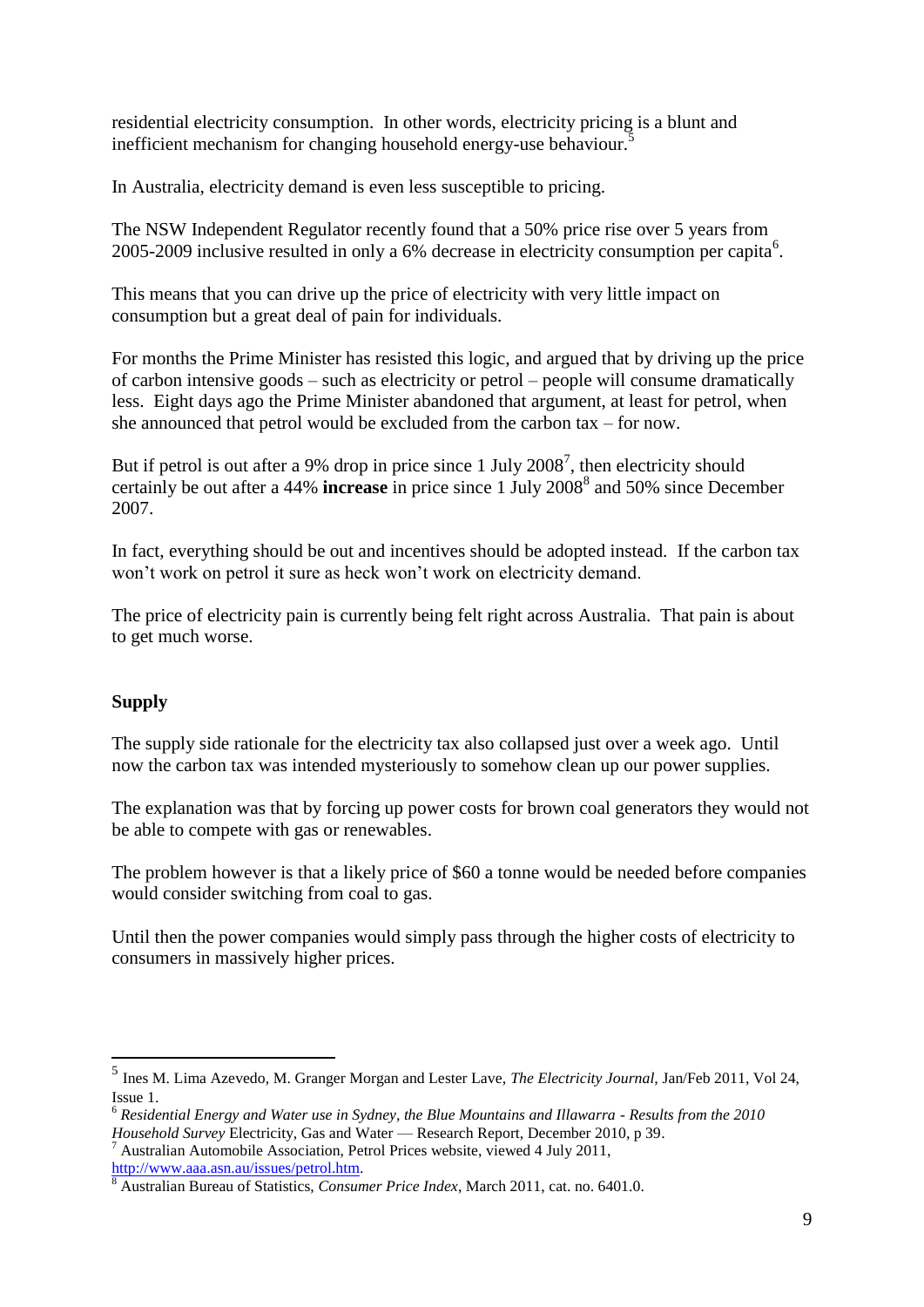residential electricity consumption. In other words, electricity pricing is a blunt and inefficient mechanism for changing household energy-use behaviour.[5]

In Australia, electricity demand is even less susceptible to pricing.

The NSW Independent Regulator recently found that a 50% price rise over 5 years from 2005-2009 inclusive resulted in only a 6% decrease in electricity consumption per capita[6].

This means that you can drive up the price of electricity with very little impact on consumption but a great deal of pain for individuals.

For months the Prime Minister has resisted this logic, and argued that by driving up the price of carbon intensive goods – such as electricity or petrol – people will consume dramatically less. Eight days ago the Prime Minister abandoned that argument, at least for petrol, when she announced that petrol would be excluded from the carbon tax – for now.

But if petrol is out after a 9% drop in price since 1 July 2008[7], then electricity should certainly be out after a 44% **increase** in price since 1 July 2008[8] and 50% since December 2007.

In fact, everything should be out and incentives should be adopted instead. If the carbon tax won't work on petrol it sure as heck won't work on electricity demand.

The price of electricity pain is currently being felt right across Australia. That pain is about to get much worse.

**Supply**

The supply side rationale for the electricity tax also collapsed just over a week ago. Until now the carbon tax was intended mysteriously to somehow clean up our power supplies.

The explanation was that by forcing up power costs for brown coal generators they would not be able to compete with gas or renewables.

The problem however is that a likely price of $60 a tonne would be needed before companies would consider switching from coal to gas.

Until then the power companies would simply pass through the higher costs of electricity to consumers in massively higher prices.

---

[5] Ines M. Lima Azevedo, M. Granger Morgan and Lester Lave, *The Electricity Journal*, Jan/Feb 2011, Vol 24, Issue 1.

[6] *Residential Energy and Water use in Sydney, the Blue Mountains and Illawarra - Results from the 2010 Household Survey* Electricity, Gas and Water — Research Report, December 2010, p 39.

[7] Australian Automobile Association, Petrol Prices website, viewed 4 July 2011, http://www.aaa.asn.au/issues/petrol.htm.

[8] Australian Bureau of Statistics, *Consumer Price Index*, March 2011, cat. no. 6401.0.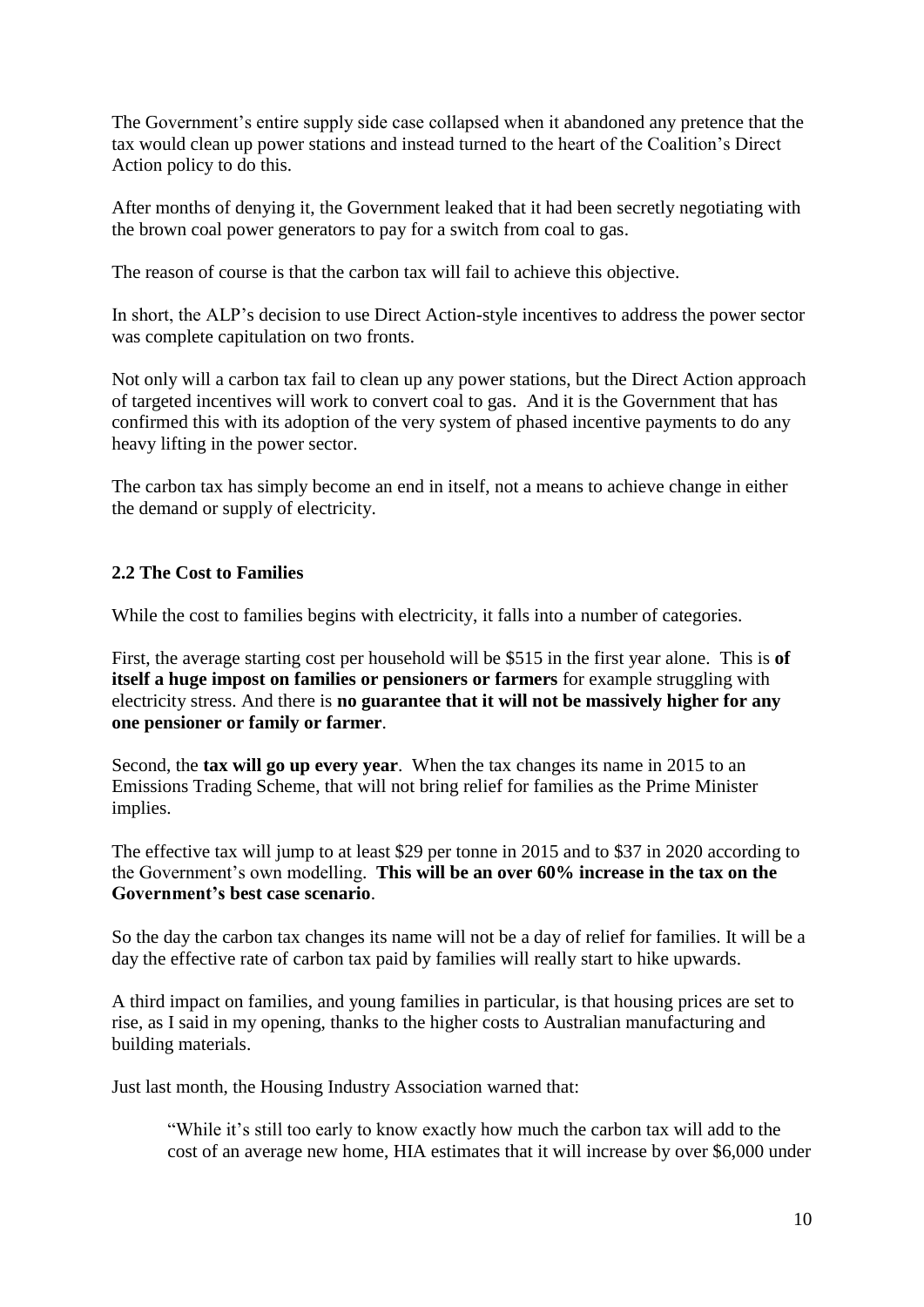The Government's entire supply side case collapsed when it abandoned any pretence that the tax would clean up power stations and instead turned to the heart of the Coalition's Direct Action policy to do this.

After months of denying it, the Government leaked that it had been secretly negotiating with the brown coal power generators to pay for a switch from coal to gas.

The reason of course is that the carbon tax will fail to achieve this objective.

In short, the ALP's decision to use Direct Action-style incentives to address the power sector was complete capitulation on two fronts.

Not only will a carbon tax fail to clean up any power stations, but the Direct Action approach of targeted incentives will work to convert coal to gas. And it is the Government that has confirmed this with its adoption of the very system of phased incentive payments to do any heavy lifting in the power sector.

The carbon tax has simply become an end in itself, not a means to achieve change in either the demand or supply of electricity.

### 2.2 The Cost to Families

While the cost to families begins with electricity, it falls into a number of categories.

First, the average starting cost per household will be $515 in the first year alone. This is **of itself a huge impost on families or pensioners or farmers** for example struggling with electricity stress. And there is **no guarantee that it will not be massively higher for any one pensioner or family or farmer**.

Second, the **tax will go up every year**. When the tax changes its name in 2015 to an Emissions Trading Scheme, that will not bring relief for families as the Prime Minister implies.

The effective tax will jump to at least $29 per tonne in 2015 and to $37 in 2020 according to the Government's own modelling. **This will be an over 60% increase in the tax on the Government's best case scenario**.

So the day the carbon tax changes its name will not be a day of relief for families. It will be a day the effective rate of carbon tax paid by families will really start to hike upwards.

A third impact on families, and young families in particular, is that housing prices are set to rise, as I said in my opening, thanks to the higher costs to Australian manufacturing and building materials.

Just last month, the Housing Industry Association warned that:

> "While it's still too early to know exactly how much the carbon tax will add to the cost of an average new home, HIA estimates that it will increase by over $6,000 under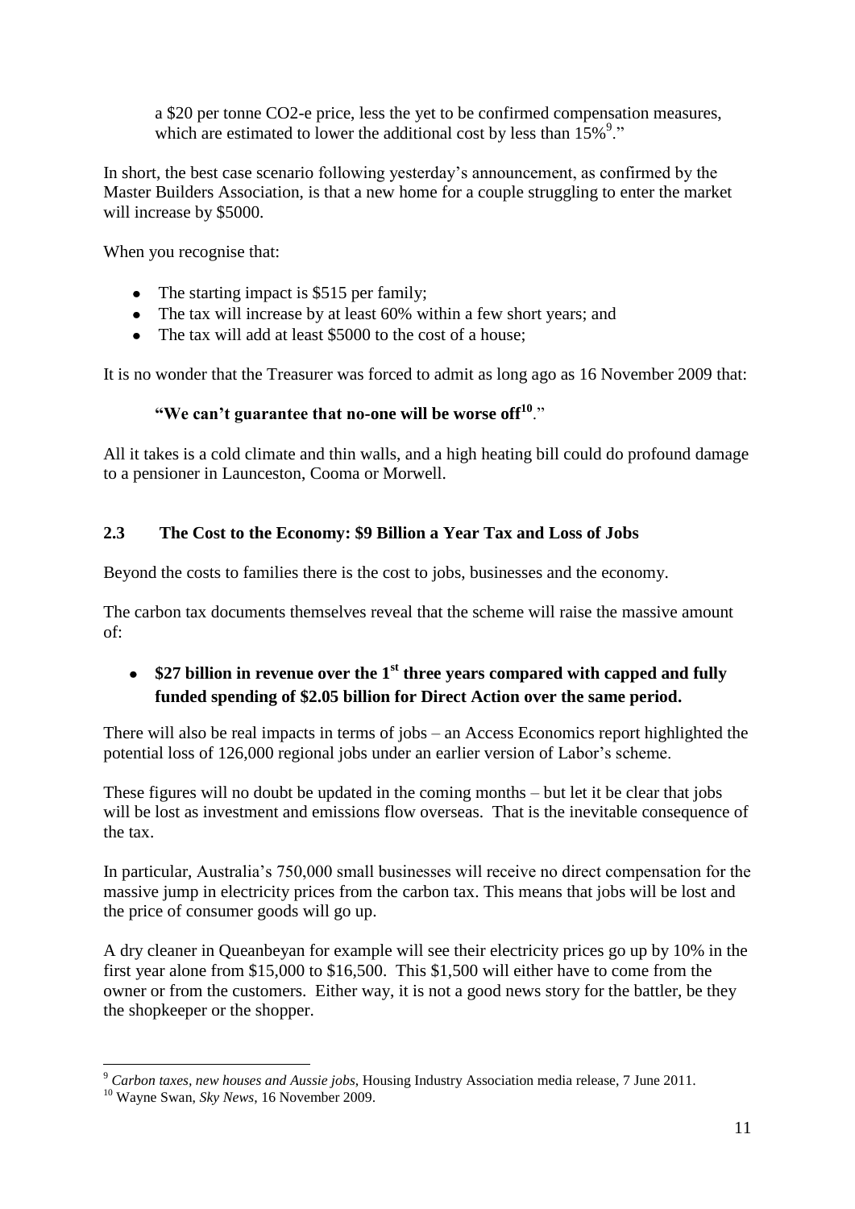a $20 per tonne CO2-e price, less the yet to be confirmed compensation measures, which are estimated to lower the additional cost by less than 15%[9]."

In short, the best case scenario following yesterday's announcement, as confirmed by the Master Builders Association, is that a new home for a couple struggling to enter the market will increase by $5000.

When you recognise that:

- The starting impact is $515 per family;
- The tax will increase by at least 60% within a few short years; and
- The tax will add at least $5000 to the cost of a house;

It is no wonder that the Treasurer was forced to admit as long ago as 16 November 2009 that:

> **"We can't guarantee that no-one will be worse off[10]."**

All it takes is a cold climate and thin walls, and a high heating bill could do profound damage to a pensioner in Launceston, Cooma or Morwell.

### 2.3 The Cost to the Economy: $9 Billion a Year Tax and Loss of Jobs

Beyond the costs to families there is the cost to jobs, businesses and the economy.

The carbon tax documents themselves reveal that the scheme will raise the massive amount of:

- **$27 billion in revenue over the 1st three years compared with capped and fully funded spending of $2.05 billion for Direct Action over the same period.**

There will also be real impacts in terms of jobs – an Access Economics report highlighted the potential loss of 126,000 regional jobs under an earlier version of Labor's scheme.

These figures will no doubt be updated in the coming months – but let it be clear that jobs will be lost as investment and emissions flow overseas. That is the inevitable consequence of the tax.

In particular, Australia's 750,000 small businesses will receive no direct compensation for the massive jump in electricity prices from the carbon tax. This means that jobs will be lost and the price of consumer goods will go up.

A dry cleaner in Queanbeyan for example will see their electricity prices go up by 10% in the first year alone from $15,000 to $16,500. This $1,500 will either have to come from the owner or from the customers. Either way, it is not a good news story for the battler, be they the shopkeeper or the shopper.

---

[9] *Carbon taxes, new houses and Aussie jobs*, Housing Industry Association media release, 7 June 2011.

[10] Wayne Swan, *Sky News*, 16 November 2009.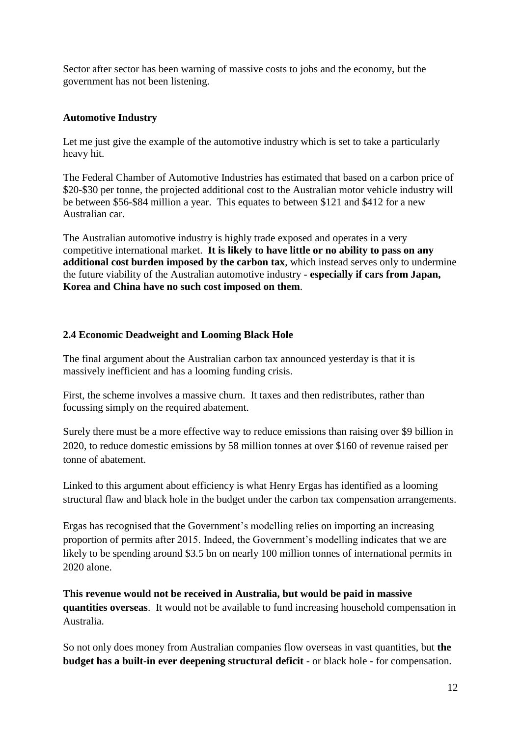Sector after sector has been warning of massive costs to jobs and the economy, but the government has not been listening.

**Automotive Industry**

Let me just give the example of the automotive industry which is set to take a particularly heavy hit.

The Federal Chamber of Automotive Industries has estimated that based on a carbon price of $20-$30 per tonne, the projected additional cost to the Australian motor vehicle industry will be between $56-$84 million a year. This equates to between $121 and $412 for a new Australian car.

The Australian automotive industry is highly trade exposed and operates in a very competitive international market. **It is likely to have little or no ability to pass on any additional cost burden imposed by the carbon tax**, which instead serves only to undermine the future viability of the Australian automotive industry - **especially if cars from Japan, Korea and China have no such cost imposed on them**.

**2.4 Economic Deadweight and Looming Black Hole**

The final argument about the Australian carbon tax announced yesterday is that it is massively inefficient and has a looming funding crisis.

First, the scheme involves a massive churn. It taxes and then redistributes, rather than focussing simply on the required abatement.

Surely there must be a more effective way to reduce emissions than raising over $9 billion in 2020, to reduce domestic emissions by 58 million tonnes at over $160 of revenue raised per tonne of abatement.

Linked to this argument about efficiency is what Henry Ergas has identified as a looming structural flaw and black hole in the budget under the carbon tax compensation arrangements.

Ergas has recognised that the Government's modelling relies on importing an increasing proportion of permits after 2015. Indeed, the Government's modelling indicates that we are likely to be spending around $3.5 bn on nearly 100 million tonnes of international permits in 2020 alone.

**This revenue would not be received in Australia, but would be paid in massive quantities overseas**. It would not be available to fund increasing household compensation in Australia.

So not only does money from Australian companies flow overseas in vast quantities, but **the budget has a built-in ever deepening structural deficit** - or black hole - for compensation.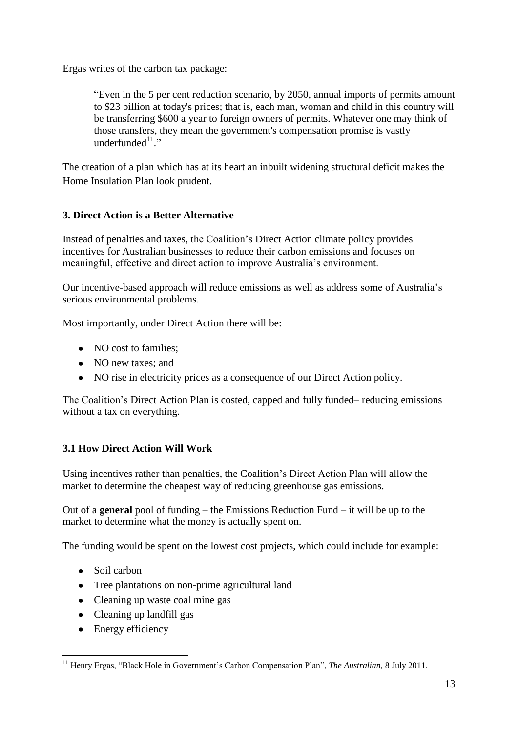Ergas writes of the carbon tax package:

> "Even in the 5 per cent reduction scenario, by 2050, annual imports of permits amount to \$23 billion at today's prices; that is, each man, woman and child in this country will be transferring \$600 a year to foreign owners of permits. Whatever one may think of those transfers, they mean the government's compensation promise is vastly underfunded[11]."

The creation of a plan which has at its heart an inbuilt widening structural deficit makes the Home Insulation Plan look prudent.

### 3. Direct Action is a Better Alternative

Instead of penalties and taxes, the Coalition's Direct Action climate policy provides incentives for Australian businesses to reduce their carbon emissions and focuses on meaningful, effective and direct action to improve Australia's environment.

Our incentive-based approach will reduce emissions as well as address some of Australia's serious environmental problems.

Most importantly, under Direct Action there will be:

- NO cost to families;
- NO new taxes; and
- NO rise in electricity prices as a consequence of our Direct Action policy.

The Coalition's Direct Action Plan is costed, capped and fully funded– reducing emissions without a tax on everything.

### 3.1 How Direct Action Will Work

Using incentives rather than penalties, the Coalition's Direct Action Plan will allow the market to determine the cheapest way of reducing greenhouse gas emissions.

Out of a **general** pool of funding – the Emissions Reduction Fund – it will be up to the market to determine what the money is actually spent on.

The funding would be spent on the lowest cost projects, which could include for example:

- Soil carbon
- Tree plantations on non-prime agricultural land
- Cleaning up waste coal mine gas
- Cleaning up landfill gas
- Energy efficiency

---

[11] Henry Ergas, "Black Hole in Government's Carbon Compensation Plan", *The Australian*, 8 July 2011.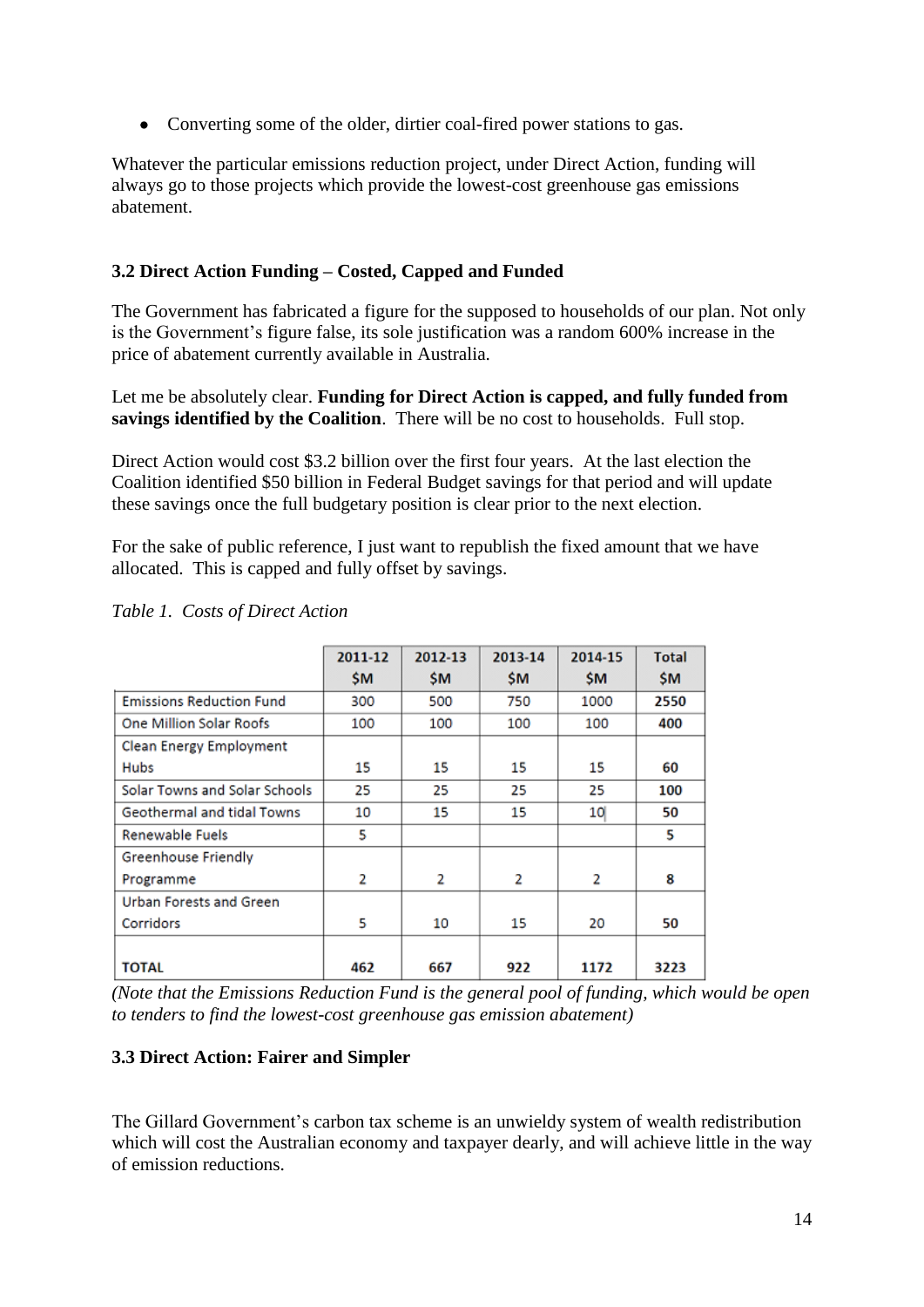- Converting some of the older, dirtier coal-fired power stations to gas.

Whatever the particular emissions reduction project, under Direct Action, funding will always go to those projects which provide the lowest-cost greenhouse gas emissions abatement.

### 3.2 Direct Action Funding – Costed, Capped and Funded

The Government has fabricated a figure for the supposed to households of our plan. Not only is the Government's figure false, its sole justification was a random 600% increase in the price of abatement currently available in Australia.

Let me be absolutely clear. **Funding for Direct Action is capped, and fully funded from savings identified by the Coalition**. There will be no cost to households. Full stop.

Direct Action would cost $3.2 billion over the first four years. At the last election the Coalition identified $50 billion in Federal Budget savings for that period and will update these savings once the full budgetary position is clear prior to the next election.

For the sake of public reference, I just want to republish the fixed amount that we have allocated. This is capped and fully offset by savings.

*Table 1. Costs of Direct Action*

| | 2011-12 $M | 2012-13 $M | 2013-14 $M | 2014-15 $M | Total $M |
|---|---|---|---|---|---|
| Emissions Reduction Fund | 300 | 500 | 750 | 1000 | **2550** |
| One Million Solar Roofs | 100 | 100 | 100 | 100 | **400** |
| Clean Energy Employment Hubs | 15 | 15 | 15 | 15 | **60** |
| Solar Towns and Solar Schools | 25 | 25 | 25 | 25 | **100** |
| Geothermal and tidal Towns | 10 | 15 | 15 | 10 | **50** |
| Renewable Fuels | 5 | | | | **5** |
| Greenhouse Friendly Programme | 2 | 2 | 2 | 2 | **8** |
| Urban Forests and Green Corridors | 5 | 10 | 15 | 20 | **50** |
| **TOTAL** | **462** | **667** | **922** | **1172** | **3223** |

*(Note that the Emissions Reduction Fund is the general pool of funding, which would be open to tenders to find the lowest-cost greenhouse gas emission abatement)*

### 3.3 Direct Action: Fairer and Simpler

The Gillard Government's carbon tax scheme is an unwieldy system of wealth redistribution which will cost the Australian economy and taxpayer dearly, and will achieve little in the way of emission reductions.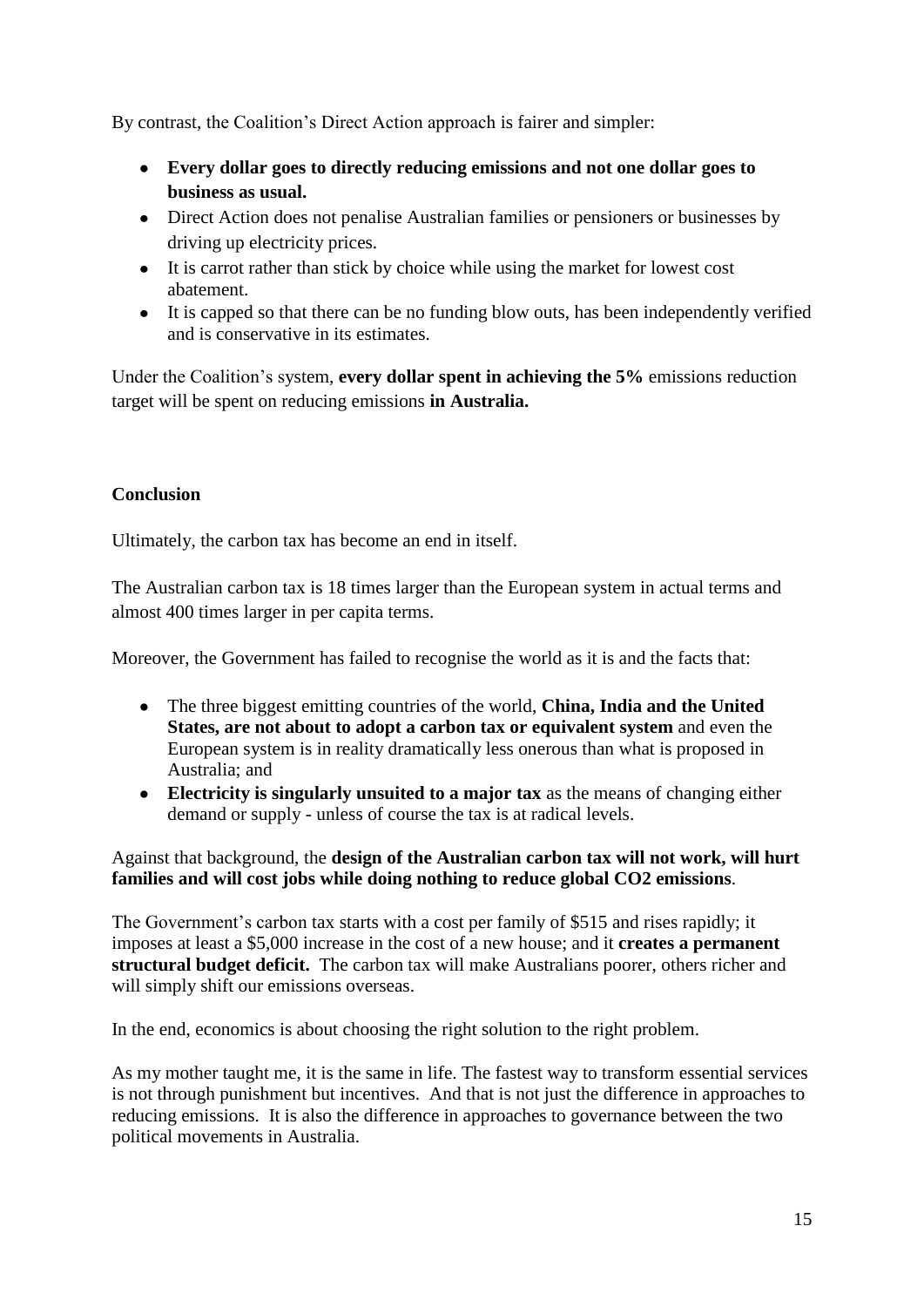By contrast, the Coalition's Direct Action approach is fairer and simpler:

- **Every dollar goes to directly reducing emissions and not one dollar goes to business as usual.**
- Direct Action does not penalise Australian families or pensioners or businesses by driving up electricity prices.
- It is carrot rather than stick by choice while using the market for lowest cost abatement.
- It is capped so that there can be no funding blow outs, has been independently verified and is conservative in its estimates.

Under the Coalition's system, **every dollar spent in achieving the 5%** emissions reduction target will be spent on reducing emissions **in Australia.**

**Conclusion**

Ultimately, the carbon tax has become an end in itself.

The Australian carbon tax is 18 times larger than the European system in actual terms and almost 400 times larger in per capita terms.

Moreover, the Government has failed to recognise the world as it is and the facts that:

- The three biggest emitting countries of the world, **China, India and the United States, are not about to adopt a carbon tax or equivalent system** and even the European system is in reality dramatically less onerous than what is proposed in Australia; and
- **Electricity is singularly unsuited to a major tax** as the means of changing either demand or supply - unless of course the tax is at radical levels.

Against that background, the **design of the Australian carbon tax will not work, will hurt families and will cost jobs while doing nothing to reduce global CO2 emissions**.

The Government's carbon tax starts with a cost per family of $515 and rises rapidly; it imposes at least a $5,000 increase in the cost of a new house; and it **creates a permanent structural budget deficit.** The carbon tax will make Australians poorer, others richer and will simply shift our emissions overseas.

In the end, economics is about choosing the right solution to the right problem.

As my mother taught me, it is the same in life. The fastest way to transform essential services is not through punishment but incentives. And that is not just the difference in approaches to reducing emissions. It is also the difference in approaches to governance between the two political movements in Australia.